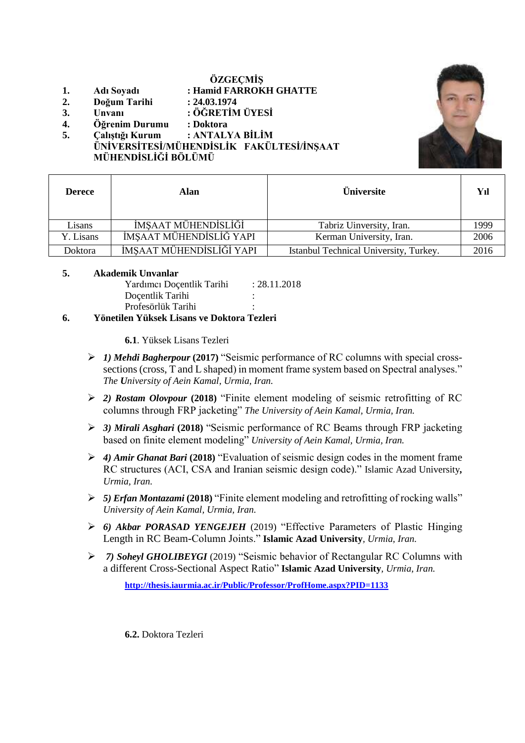# ÖZGEÇMİŞ

1. **Adı Soyadı** : **Hamid FARROKH GHATTE**
2. **Doğum Tarihi** : **24.03.1974**
3. **Unvanı** : **ÖĞRETİM ÜYESİ**
4. **Öğrenim Durumu** : **Doktora**
5. **Çalıştığı Kurum** : **ANTALYA BİLİM ÜNİVERSİTESİ/MÜHENDİSLİK FAKÜLTESİ/İNŞAAT MÜHENDİSLİĞİ BÖLÜMÜ**

| Derece | Alan | Üniversite | Yıl |
|---|---|---|---|
| Lisans | İMŞAAT MÜHENDİSLİĞİ | Tabriz Uinversity, Iran. | 1999 |
| Y. Lisans | İMŞAAT MÜHENDİSLİĞ YAPI | Kerman University, Iran. | 2006 |
| Doktora | İMŞAAT MÜHENDİSLİĞİ YAPI | Istanbul Technical University, Turkey. | 2016 |

5. **Akademik Unvanlar**
   - Yardımcı Doçentlik Tarihi : 28.11.2018
   - Doçentlik Tarihi :
   - Profesörlük Tarihi :

6. **Yönetilen Yüksek Lisans ve Doktora Tezleri**

**6.1**. Yüksek Lisans Tezleri

- ***1) Mehdi Bagherpour*** **(2017)** "Seismic performance of RC columns with special cross-sections (cross, T and L shaped) in moment frame system based on Spectral analyses." *The **U**niversity of Aein Kamal, Urmia, Iran.*
- ***2) Rostam Olovpour*** **(2018)** "Finite element modeling of seismic retrofitting of RC columns through FRP jacketing" *The University of Aein Kamal, Urmia, Iran.*
- ***3) Mirali Asghari*** **(2018)** "Seismic performance of RC Beams through FRP jacketing based on finite element modeling" *University of Aein Kamal, Urmia, Iran.*
- ***4) Amir Ghanat Bari*** **(2018)** "Evaluation of seismic design codes in the moment frame RC structures (ACI, CSA and Iranian seismic design code)." Islamic Azad University**,** *Urmia, Iran.*
- ***5) Erfan Montazami*** **(2018)** "Finite element modeling and retrofitting of rocking walls" *University of Aein Kamal, Urmia, Iran.*
- ***6) Akbar PORASAD YENGEJEH*** (2019) "Effective Parameters of Plastic Hinging Length in RC Beam-Column Joints." **Islamic Azad University**, *Urmia, Iran.*
- ***7) Soheyl GHOLIBEYGI*** (2019) "Seismic behavior of Rectangular RC Columns with a different Cross-Sectional Aspect Ratio" **Islamic Azad University**, *Urmia, Iran.*

**http://thesis.iaurmia.ac.ir/Public/Professor/ProfHome.aspx?PID=1133**

**6.2.** Doktora Tezleri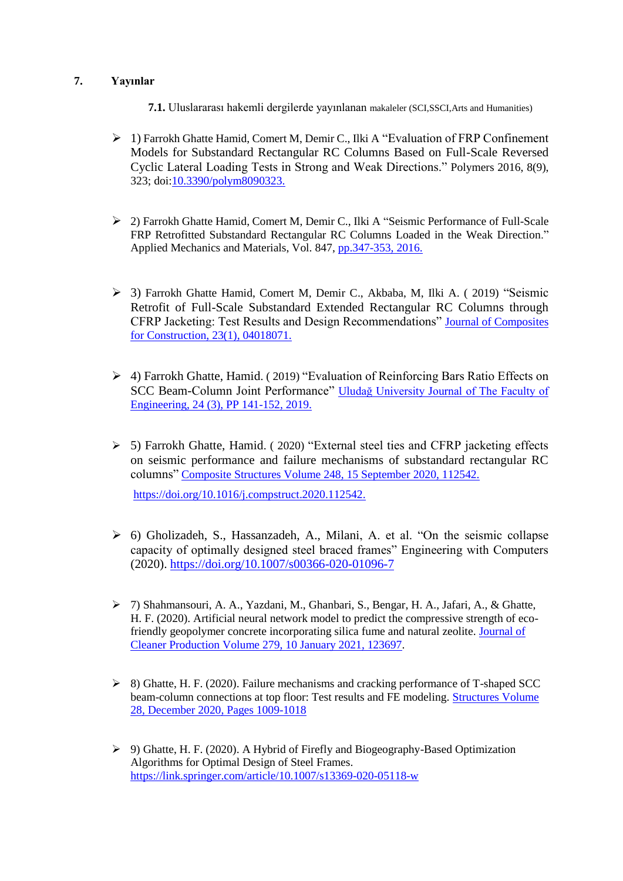## 7. Yayınlar

**7.1.** Uluslararası hakemli dergilerde yayınlanan makaleler (SCI,SSCI,Arts and Humanities)

- 1) Farrokh Ghatte Hamid, Comert M, Demir C., Ilki A "Evaluation of FRP Confinement Models for Substandard Rectangular RC Columns Based on Full-Scale Reversed Cyclic Lateral Loading Tests in Strong and Weak Directions." Polymers 2016, 8(9), 323; doi:10.3390/polym8090323.

- 2) Farrokh Ghatte Hamid, Comert M, Demir C., Ilki A "Seismic Performance of Full-Scale FRP Retrofitted Substandard Rectangular RC Columns Loaded in the Weak Direction." Applied Mechanics and Materials, Vol. 847, pp.347-353, 2016.

- 3) Farrokh Ghatte Hamid, Comert M, Demir C., Akbaba, M, Ilki A. ( 2019) "Seismic Retrofit of Full-Scale Substandard Extended Rectangular RC Columns through CFRP Jacketing: Test Results and Design Recommendations" Journal of Composites for Construction, 23(1), 04018071.

- 4) Farrokh Ghatte, Hamid. ( 2019) "Evaluation of Reinforcing Bars Ratio Effects on SCC Beam-Column Joint Performance" Uludağ University Journal of The Faculty of Engineering, 24 (3), PP 141-152, 2019.

- 5) Farrokh Ghatte, Hamid. ( 2020) "External steel ties and CFRP jacketing effects on seismic performance and failure mechanisms of substandard rectangular RC columns" Composite Structures Volume 248, 15 September 2020, 112542.

  https://doi.org/10.1016/j.compstruct.2020.112542.

- 6) Gholizadeh, S., Hassanzadeh, A., Milani, A. et al. "On the seismic collapse capacity of optimally designed steel braced frames" Engineering with Computers (2020). https://doi.org/10.1007/s00366-020-01096-7

- 7) Shahmansouri, A. A., Yazdani, M., Ghanbari, S., Bengar, H. A., Jafari, A., & Ghatte, H. F. (2020). Artificial neural network model to predict the compressive strength of eco-friendly geopolymer concrete incorporating silica fume and natural zeolite. Journal of Cleaner Production Volume 279, 10 January 2021, 123697.

- 8) Ghatte, H. F. (2020). Failure mechanisms and cracking performance of T-shaped SCC beam-column connections at top floor: Test results and FE modeling. Structures Volume 28, December 2020, Pages 1009-1018

- 9) Ghatte, H. F. (2020). A Hybrid of Firefly and Biogeography-Based Optimization Algorithms for Optimal Design of Steel Frames. https://link.springer.com/article/10.1007/s13369-020-05118-w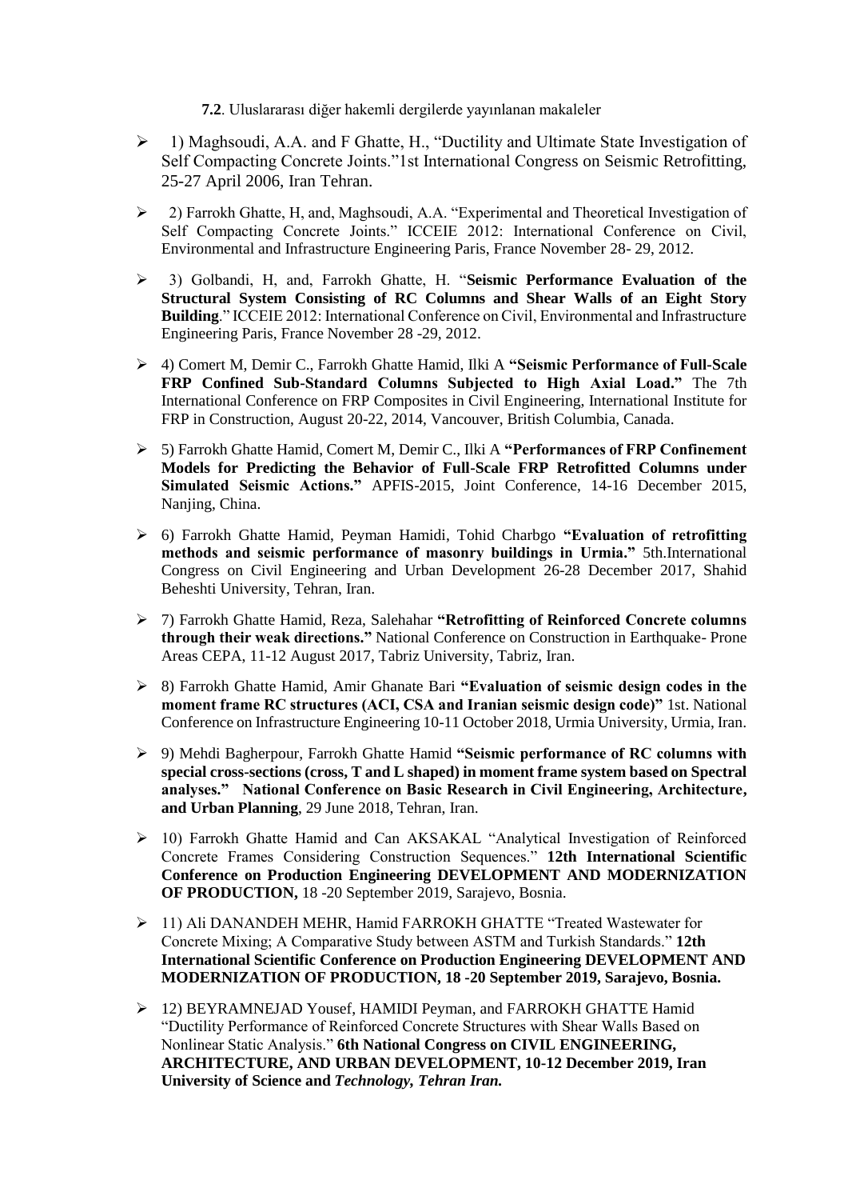**7.2**. Uluslararası diğer hakemli dergilerde yayınlanan makaleler

- 1) Maghsoudi, A.A. and F Ghatte, H., "Ductility and Ultimate State Investigation of Self Compacting Concrete Joints."1st International Congress on Seismic Retrofitting, 25-27 April 2006, Iran Tehran.
- 2) Farrokh Ghatte, H, and, Maghsoudi, A.A. "Experimental and Theoretical Investigation of Self Compacting Concrete Joints." ICCEIE 2012: International Conference on Civil, Environmental and Infrastructure Engineering Paris, France November 28- 29, 2012.
- 3) Golbandi, H, and, Farrokh Ghatte, H. "**Seismic Performance Evaluation of the Structural System Consisting of RC Columns and Shear Walls of an Eight Story Building**." ICCEIE 2012: International Conference on Civil, Environmental and Infrastructure Engineering Paris, France November 28 -29, 2012.
- 4) Comert M, Demir C., Farrokh Ghatte Hamid, Ilki A **"Seismic Performance of Full-Scale FRP Confined Sub-Standard Columns Subjected to High Axial Load."** The 7th International Conference on FRP Composites in Civil Engineering, International Institute for FRP in Construction, August 20-22, 2014, Vancouver, British Columbia, Canada.
- 5) Farrokh Ghatte Hamid, Comert M, Demir C., Ilki A **"Performances of FRP Confinement Models for Predicting the Behavior of Full-Scale FRP Retrofitted Columns under Simulated Seismic Actions."** APFIS-2015, Joint Conference, 14-16 December 2015, Nanjing, China.
- 6) Farrokh Ghatte Hamid, Peyman Hamidi, Tohid Charbgo **"Evaluation of retrofitting methods and seismic performance of masonry buildings in Urmia."** 5th.International Congress on Civil Engineering and Urban Development 26-28 December 2017, Shahid Beheshti University, Tehran, Iran.
- 7) Farrokh Ghatte Hamid, Reza, Salehahar **"Retrofitting of Reinforced Concrete columns through their weak directions."** National Conference on Construction in Earthquake- Prone Areas CEPA, 11-12 August 2017, Tabriz University, Tabriz, Iran.
- 8) Farrokh Ghatte Hamid, Amir Ghanate Bari **"Evaluation of seismic design codes in the moment frame RC structures (ACI, CSA and Iranian seismic design code)"** 1st. National Conference on Infrastructure Engineering 10-11 October 2018, Urmia University, Urmia, Iran.
- 9) Mehdi Bagherpour, Farrokh Ghatte Hamid **"Seismic performance of RC columns with special cross-sections (cross, T and L shaped) in moment frame system based on Spectral analyses." National Conference on Basic Research in Civil Engineering, Architecture, and Urban Planning**, 29 June 2018, Tehran, Iran.
- 10) Farrokh Ghatte Hamid and Can AKSAKAL "Analytical Investigation of Reinforced Concrete Frames Considering Construction Sequences." **12th International Scientific Conference on Production Engineering DEVELOPMENT AND MODERNIZATION OF PRODUCTION,** 18 -20 September 2019, Sarajevo, Bosnia.
- 11) Ali DANANDEH MEHR, Hamid FARROKH GHATTE "Treated Wastewater for Concrete Mixing; A Comparative Study between ASTM and Turkish Standards." **12th International Scientific Conference on Production Engineering DEVELOPMENT AND MODERNIZATION OF PRODUCTION, 18 -20 September 2019, Sarajevo, Bosnia.**
- 12) BEYRAMNEJAD Yousef, HAMIDI Peyman, and FARROKH GHATTE Hamid "Ductility Performance of Reinforced Concrete Structures with Shear Walls Based on Nonlinear Static Analysis." **6th National Congress on CIVIL ENGINEERING, ARCHITECTURE, AND URBAN DEVELOPMENT, 10-12 December 2019, Iran University of Science and *Technology, Tehran Iran.***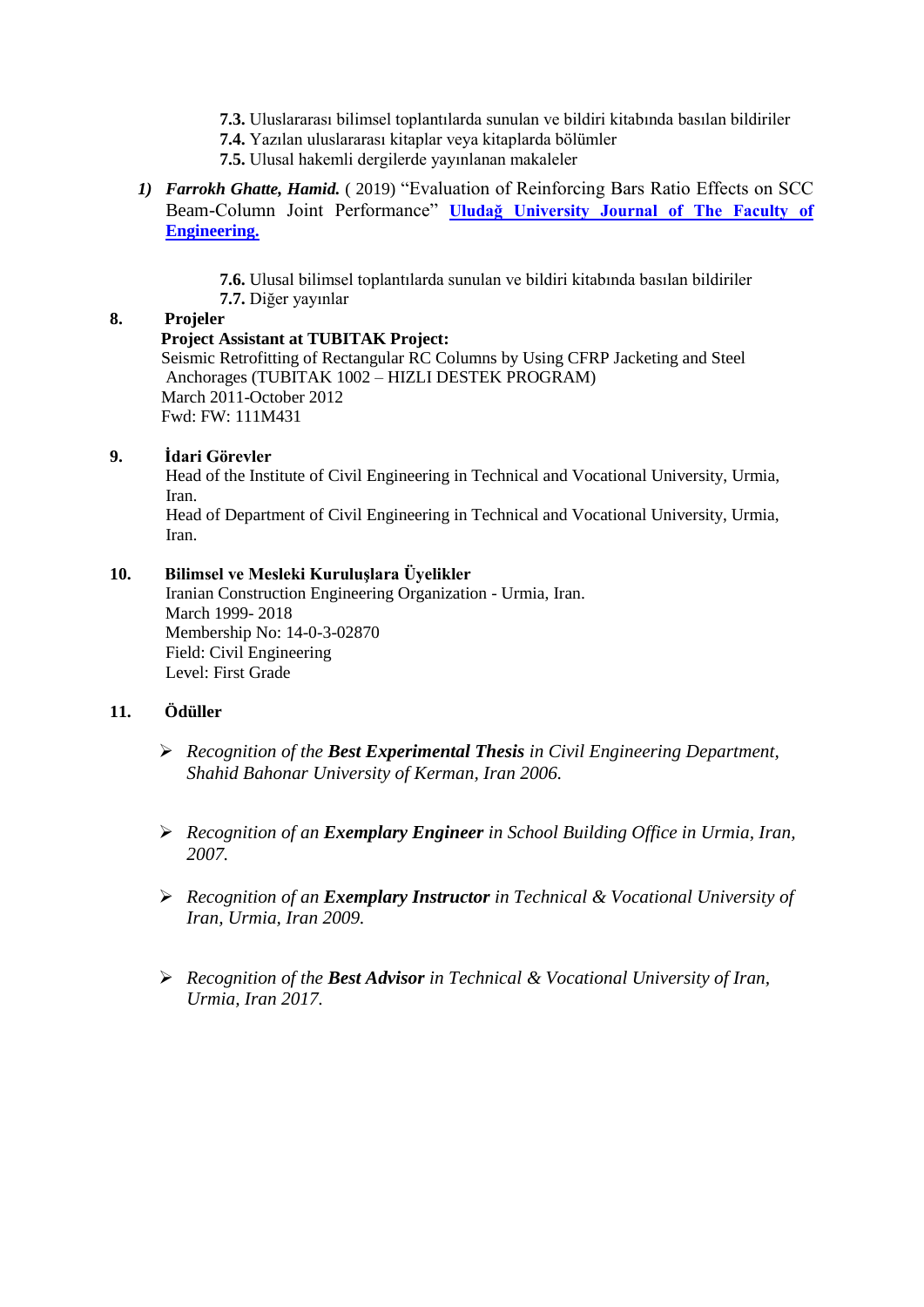**7.3.** Uluslararası bilimsel toplantılarda sunulan ve bildiri kitabında basılan bildiriler

**7.4.** Yazılan uluslararası kitaplar veya kitaplarda bölümler

**7.5.** Ulusal hakemli dergilerde yayınlanan makaleler

1) ***Farrokh Ghatte, Hamid.*** ( 2019) "Evaluation of Reinforcing Bars Ratio Effects on SCC Beam-Column Joint Performance" **Uludağ University Journal of The Faculty of Engineering.**

**7.6.** Ulusal bilimsel toplantılarda sunulan ve bildiri kitabında basılan bildiriler

**7.7.** Diğer yayınlar

## 8. Projeler

**Project Assistant at TUBITAK Project:**

Seismic Retrofitting of Rectangular RC Columns by Using CFRP Jacketing and Steel Anchorages (TUBITAK 1002 – HIZLI DESTEK PROGRAM)

March 2011-October 2012

Fwd: FW: 111M431

## 9. İdari Görevler

Head of the Institute of Civil Engineering in Technical and Vocational University, Urmia, Iran.

Head of Department of Civil Engineering in Technical and Vocational University, Urmia, Iran.

## 10. Bilimsel ve Mesleki Kuruluşlara Üyelikler

Iranian Construction Engineering Organization - Urmia, Iran.

March 1999- 2018

Membership No: 14-0-3-02870

Field: Civil Engineering

Level: First Grade

## 11. Ödüller

- *Recognition of the **Best Experimental Thesis** in Civil Engineering Department, Shahid Bahonar University of Kerman, Iran 2006.*
- *Recognition of an **Exemplary Engineer** in School Building Office in Urmia, Iran, 2007.*
- *Recognition of an **Exemplary Instructor** in Technical & Vocational University of Iran, Urmia, Iran 2009.*
- *Recognition of the **Best Advisor** in Technical & Vocational University of Iran, Urmia, Iran 2017.*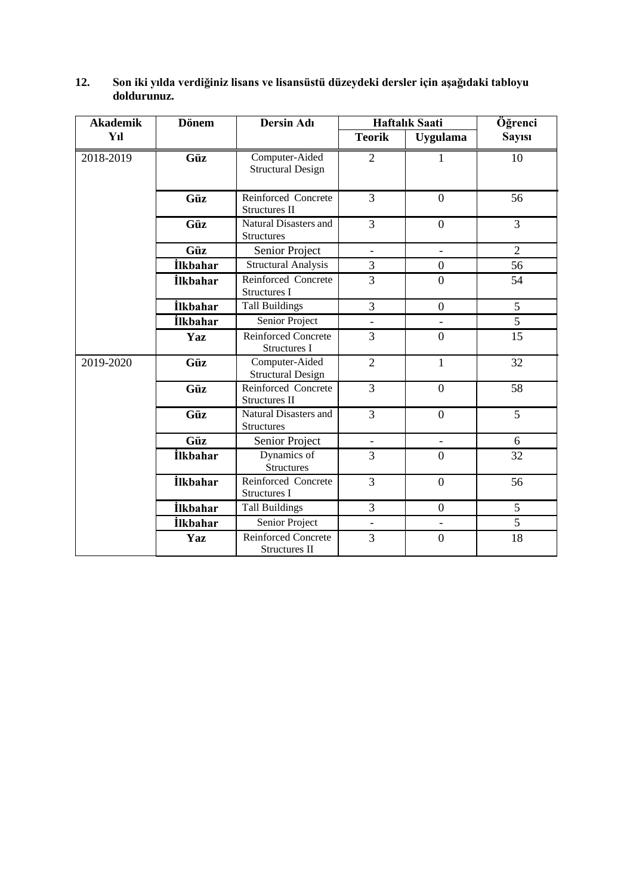**12. Son iki yılda verdiğiniz lisans ve lisansüstü düzeydeki dersler için aşağıdaki tabloyu doldurunuz.**

| Akademik Yıl | Dönem | Dersin Adı | Haftalık Saati | | Öğrenci Sayısı |
|---|---|---|---|---|---|
| | | | Teorik | Uygulama | |
| 2018-2019 | **Güz** | Computer-Aided Structural Design | 2 | 1 | 10 |
| | **Güz** | Reinforced Concrete Structures II | 3 | 0 | 56 |
| | **Güz** | Natural Disasters and Structures | 3 | 0 | 3 |
| | **Güz** | Senior Project | - | - | 2 |
| | **İlkbahar** | Structural Analysis | 3 | 0 | 56 |
| | **İlkbahar** | Reinforced Concrete Structures I | 3 | 0 | 54 |
| | **İlkbahar** | Tall Buildings | 3 | 0 | 5 |
| | **İlkbahar** | Senior Project | - | - | 5 |
| | **Yaz** | Reinforced Concrete Structures I | 3 | 0 | 15 |
| 2019-2020 | **Güz** | Computer-Aided Structural Design | 2 | 1 | 32 |
| | **Güz** | Reinforced Concrete Structures II | 3 | 0 | 58 |
| | **Güz** | Natural Disasters and Structures | 3 | 0 | 5 |
| | **Güz** | Senior Project | - | - | 6 |
| | **İlkbahar** | Dynamics of Structures | 3 | 0 | 32 |
| | **İlkbahar** | Reinforced Concrete Structures I | 3 | 0 | 56 |
| | **İlkbahar** | Tall Buildings | 3 | 0 | 5 |
| | **İlkbahar** | Senior Project | - | - | 5 |
| | **Yaz** | Reinforced Concrete Structures II | 3 | 0 | 18 |